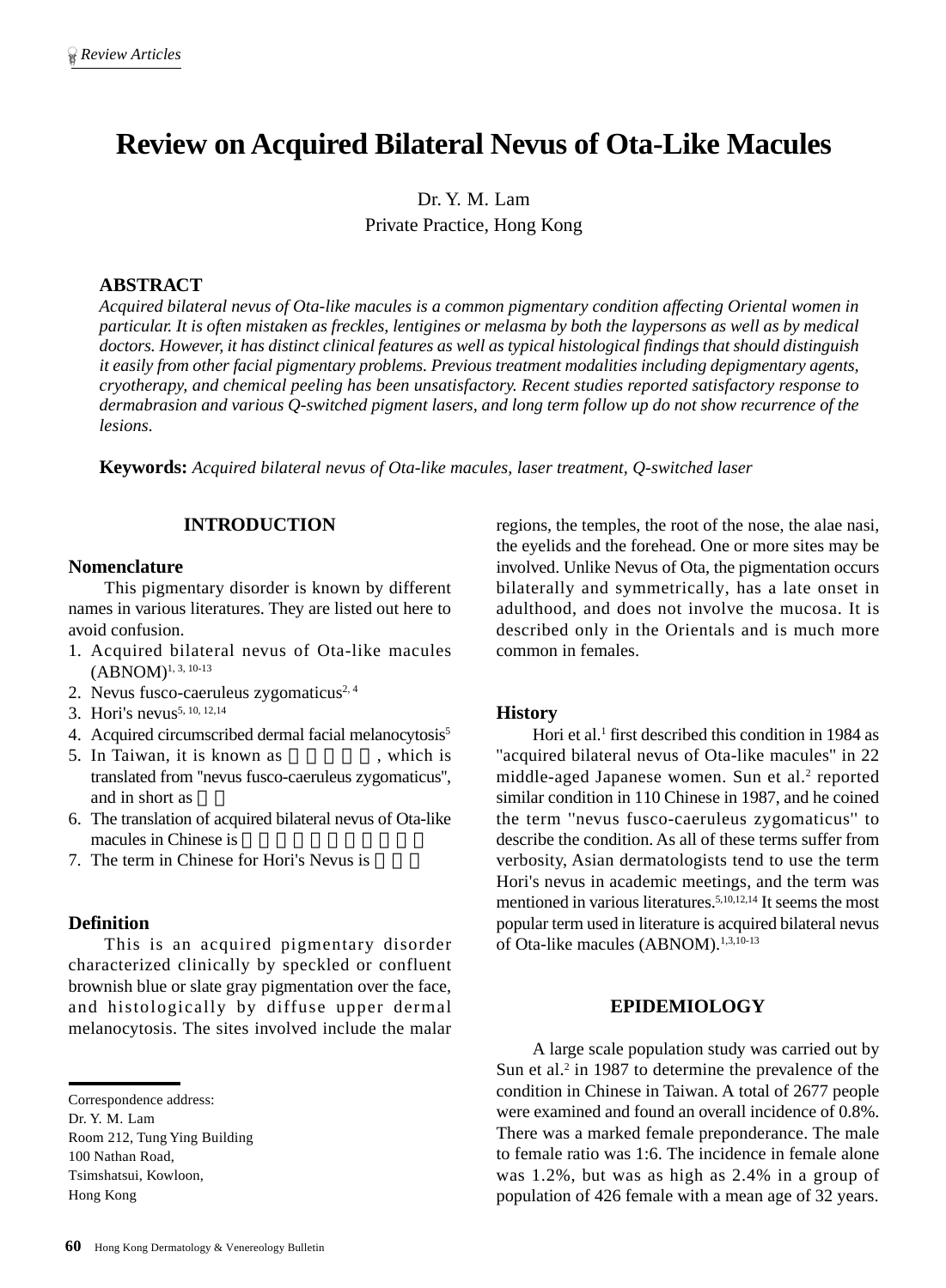# Review on Acquired Bilateral Nevus of Ota-Like Macules

Dr. Y. M. Lam
Private Practice, Hong Kong

## ABSTRACT

*Acquired bilateral nevus of Ota-like macules is a common pigmentary condition affecting Oriental women in particular. It is often mistaken as freckles, lentigines or melasma by both the laypersons as well as by medical doctors. However, it has distinct clinical features as well as typical histological findings that should distinguish it easily from other facial pigmentary problems. Previous treatment modalities including depigmentary agents, cryotherapy, and chemical peeling has been unsatisfactory. Recent studies reported satisfactory response to dermabrasion and various Q-switched pigment lasers, and long term follow up do not show recurrence of the lesions.*

**Keywords:** *Acquired bilateral nevus of Ota-like macules, laser treatment, Q-switched laser*

## INTRODUCTION

### Nomenclature

This pigmentary disorder is known by different names in various literatures. They are listed out here to avoid confusion.

1. Acquired bilateral nevus of Ota-like macules (ABNOM)[1, 3, 10-13]
2. Nevus fusco-caeruleus zygomaticus[2, 4]
3. Hori's nevus[5, 10, 12,14]
4. Acquired circumscribed dermal facial melanocytosis[5]
5. In Taiwan, it is known as , which is translated from "nevus fusco-caeruleus zygomaticus", and in short as
6. The translation of acquired bilateral nevus of Ota-like macules in Chinese is
7. The term in Chinese for Hori's Nevus is

### Definition

This is an acquired pigmentary disorder characterized clinically by speckled or confluent brownish blue or slate gray pigmentation over the face, and histologically by diffuse upper dermal melanocytosis. The sites involved include the malar regions, the temples, the root of the nose, the alae nasi, the eyelids and the forehead. One or more sites may be involved. Unlike Nevus of Ota, the pigmentation occurs bilaterally and symmetrically, has a late onset in adulthood, and does not involve the mucosa. It is described only in the Orientals and is much more common in females.

### History

Hori et al.[1] first described this condition in 1984 as "acquired bilateral nevus of Ota-like macules" in 22 middle-aged Japanese women. Sun et al.[2] reported similar condition in 110 Chinese in 1987, and he coined the term "nevus fusco-caeruleus zygomaticus" to describe the condition. As all of these terms suffer from verbosity, Asian dermatologists tend to use the term Hori's nevus in academic meetings, and the term was mentioned in various literatures.[5,10,12,14] It seems the most popular term used in literature is acquired bilateral nevus of Ota-like macules (ABNOM).[1,3,10-13]

## EPIDEMIOLOGY

A large scale population study was carried out by Sun et al.[2] in 1987 to determine the prevalence of the condition in Chinese in Taiwan. A total of 2677 people were examined and found an overall incidence of 0.8%. There was a marked female preponderance. The male to female ratio was 1:6. The incidence in female alone was 1.2%, but was as high as 2.4% in a group of population of 426 female with a mean age of 32 years.

---

Correspondence address:
Dr. Y. M. Lam
Room 212, Tung Ying Building
100 Nathan Road,
Tsimshatsui, Kowloon,
Hong Kong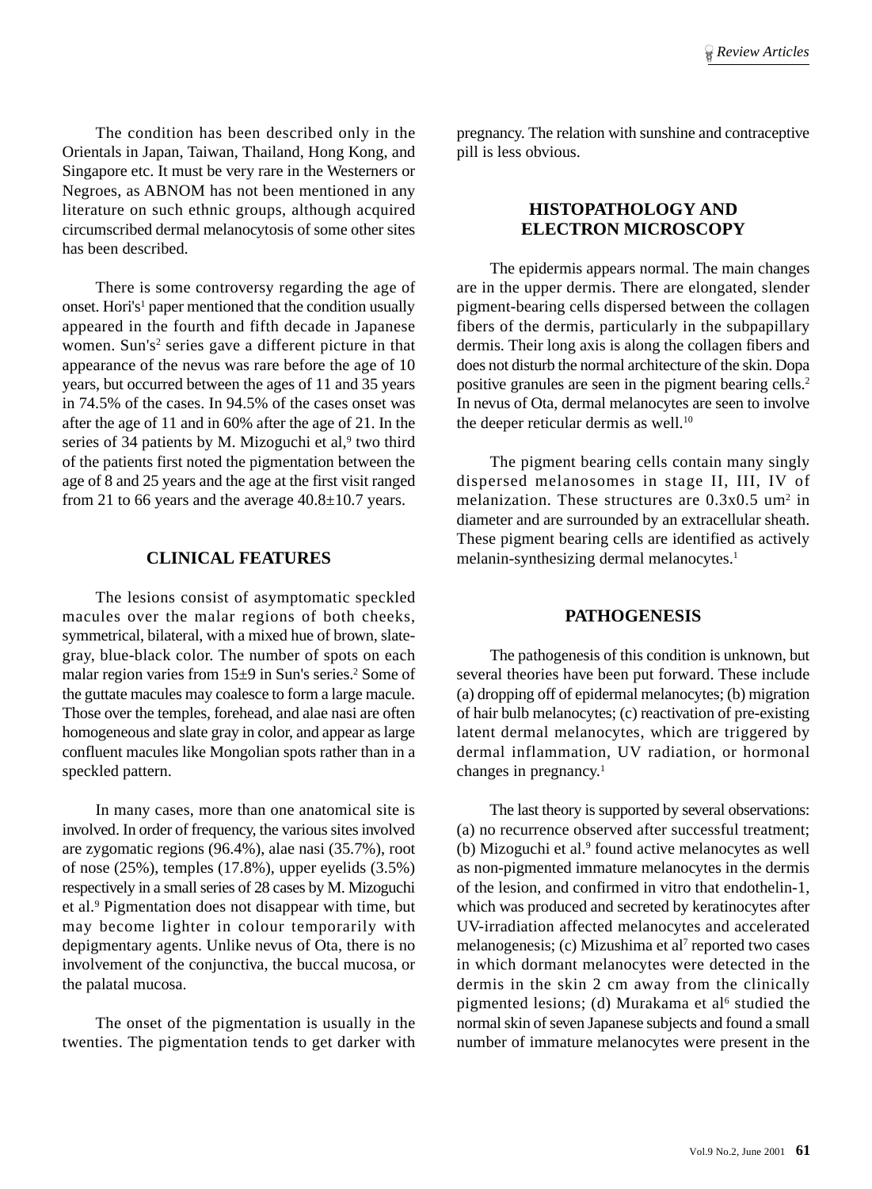The condition has been described only in the Orientals in Japan, Taiwan, Thailand, Hong Kong, and Singapore etc. It must be very rare in the Westerners or Negroes, as ABNOM has not been mentioned in any literature on such ethnic groups, although acquired circumscribed dermal melanocytosis of some other sites has been described.

There is some controversy regarding the age of onset. Hori's[1] paper mentioned that the condition usually appeared in the fourth and fifth decade in Japanese women. Sun's[2] series gave a different picture in that appearance of the nevus was rare before the age of 10 years, but occurred between the ages of 11 and 35 years in 74.5% of the cases. In 94.5% of the cases onset was after the age of 11 and in 60% after the age of 21. In the series of 34 patients by M. Mizoguchi et al,[9] two third of the patients first noted the pigmentation between the age of 8 and 25 years and the age at the first visit ranged from 21 to 66 years and the average 40.8±10.7 years.

## CLINICAL FEATURES

The lesions consist of asymptomatic speckled macules over the malar regions of both cheeks, symmetrical, bilateral, with a mixed hue of brown, slate-gray, blue-black color. The number of spots on each malar region varies from 15±9 in Sun's series.[2] Some of the guttate macules may coalesce to form a large macule. Those over the temples, forehead, and alae nasi are often homogeneous and slate gray in color, and appear as large confluent macules like Mongolian spots rather than in a speckled pattern.

In many cases, more than one anatomical site is involved. In order of frequency, the various sites involved are zygomatic regions (96.4%), alae nasi (35.7%), root of nose (25%), temples (17.8%), upper eyelids (3.5%) respectively in a small series of 28 cases by M. Mizoguchi et al.[9] Pigmentation does not disappear with time, but may become lighter in colour temporarily with depigmentary agents. Unlike nevus of Ota, there is no involvement of the conjunctiva, the buccal mucosa, or the palatal mucosa.

The onset of the pigmentation is usually in the twenties. The pigmentation tends to get darker with pregnancy. The relation with sunshine and contraceptive pill is less obvious.

## HISTOPATHOLOGY AND ELECTRON MICROSCOPY

The epidermis appears normal. The main changes are in the upper dermis. There are elongated, slender pigment-bearing cells dispersed between the collagen fibers of the dermis, particularly in the subpapillary dermis. Their long axis is along the collagen fibers and does not disturb the normal architecture of the skin. Dopa positive granules are seen in the pigment bearing cells.[2] In nevus of Ota, dermal melanocytes are seen to involve the deeper reticular dermis as well.[10]

The pigment bearing cells contain many singly dispersed melanosomes in stage II, III, IV of melanization. These structures are 0.3x0.5 $um^2$ in diameter and are surrounded by an extracellular sheath. These pigment bearing cells are identified as actively melanin-synthesizing dermal melanocytes.[1]

## PATHOGENESIS

The pathogenesis of this condition is unknown, but several theories have been put forward. These include (a) dropping off of epidermal melanocytes; (b) migration of hair bulb melanocytes; (c) reactivation of pre-existing latent dermal melanocytes, which are triggered by dermal inflammation, UV radiation, or hormonal changes in pregnancy.[1]

The last theory is supported by several observations: (a) no recurrence observed after successful treatment; (b) Mizoguchi et al.[9] found active melanocytes as well as non-pigmented immature melanocytes in the dermis of the lesion, and confirmed in vitro that endothelin-1, which was produced and secreted by keratinocytes after UV-irradiation affected melanocytes and accelerated melanogenesis; (c) Mizushima et al[7] reported two cases in which dormant melanocytes were detected in the dermis in the skin 2 cm away from the clinically pigmented lesions; (d) Murakama et al[6] studied the normal skin of seven Japanese subjects and found a small number of immature melanocytes were present in the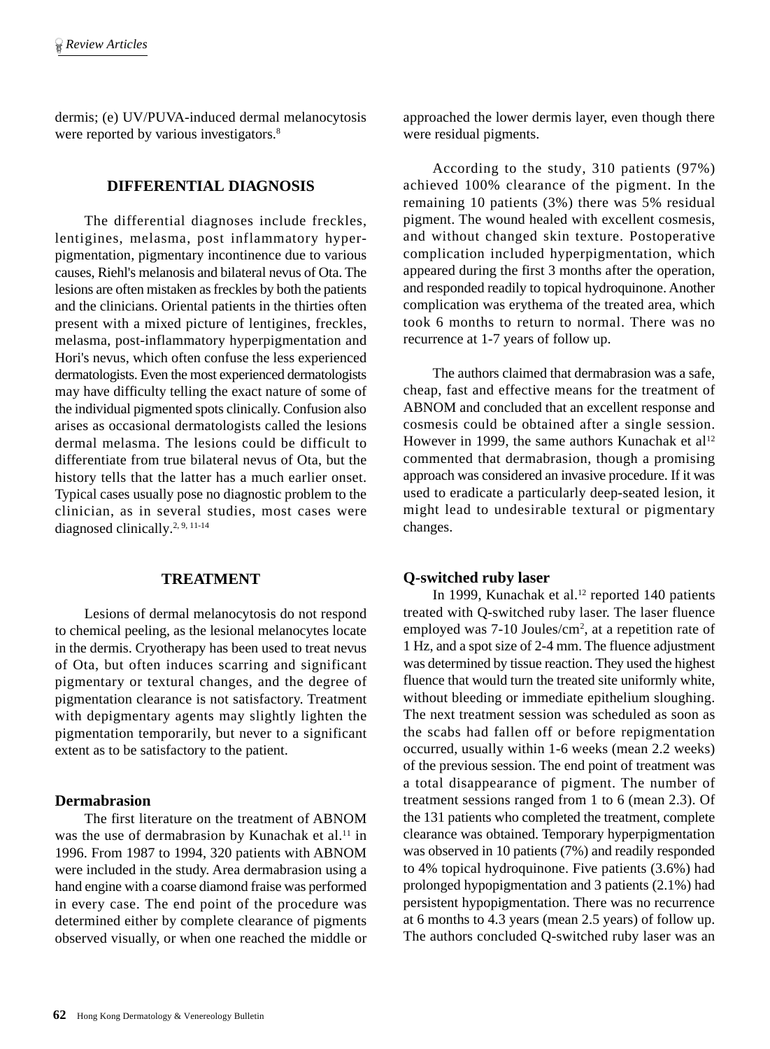dermis; (e) UV/PUVA-induced dermal melanocytosis were reported by various investigators.[8]

## DIFFERENTIAL DIAGNOSIS

The differential diagnoses include freckles, lentigines, melasma, post inflammatory hyperpigmentation, pigmentary incontinence due to various causes, Riehl's melanosis and bilateral nevus of Ota. The lesions are often mistaken as freckles by both the patients and the clinicians. Oriental patients in the thirties often present with a mixed picture of lentigines, freckles, melasma, post-inflammatory hyperpigmentation and Hori's nevus, which often confuse the less experienced dermatologists. Even the most experienced dermatologists may have difficulty telling the exact nature of some of the individual pigmented spots clinically. Confusion also arises as occasional dermatologists called the lesions dermal melasma. The lesions could be difficult to differentiate from true bilateral nevus of Ota, but the history tells that the latter has a much earlier onset. Typical cases usually pose no diagnostic problem to the clinician, as in several studies, most cases were diagnosed clinically.[2, 9, 11-14]

## TREATMENT

Lesions of dermal melanocytosis do not respond to chemical peeling, as the lesional melanocytes locate in the dermis. Cryotherapy has been used to treat nevus of Ota, but often induces scarring and significant pigmentary or textural changes, and the degree of pigmentation clearance is not satisfactory. Treatment with depigmentary agents may slightly lighten the pigmentation temporarily, but never to a significant extent as to be satisfactory to the patient.

### Dermabrasion

The first literature on the treatment of ABNOM was the use of dermabrasion by Kunachak et al.[11] in 1996. From 1987 to 1994, 320 patients with ABNOM were included in the study. Area dermabrasion using a hand engine with a coarse diamond fraise was performed in every case. The end point of the procedure was determined either by complete clearance of pigments observed visually, or when one reached the middle or approached the lower dermis layer, even though there were residual pigments.

According to the study, 310 patients (97%) achieved 100% clearance of the pigment. In the remaining 10 patients (3%) there was 5% residual pigment. The wound healed with excellent cosmesis, and without changed skin texture. Postoperative complication included hyperpigmentation, which appeared during the first 3 months after the operation, and responded readily to topical hydroquinone. Another complication was erythema of the treated area, which took 6 months to return to normal. There was no recurrence at 1-7 years of follow up.

The authors claimed that dermabrasion was a safe, cheap, fast and effective means for the treatment of ABNOM and concluded that an excellent response and cosmesis could be obtained after a single session. However in 1999, the same authors Kunachak et al[12] commented that dermabrasion, though a promising approach was considered an invasive procedure. If it was used to eradicate a particularly deep-seated lesion, it might lead to undesirable textural or pigmentary changes.

### Q-switched ruby laser

In 1999, Kunachak et al.[12] reported 140 patients treated with Q-switched ruby laser. The laser fluence employed was 7-10 Joules/cm$^2$, at a repetition rate of 1 Hz, and a spot size of 2-4 mm. The fluence adjustment was determined by tissue reaction. They used the highest fluence that would turn the treated site uniformly white, without bleeding or immediate epithelium sloughing. The next treatment session was scheduled as soon as the scabs had fallen off or before repigmentation occurred, usually within 1-6 weeks (mean 2.2 weeks) of the previous session. The end point of treatment was a total disappearance of pigment. The number of treatment sessions ranged from 1 to 6 (mean 2.3). Of the 131 patients who completed the treatment, complete clearance was obtained. Temporary hyperpigmentation was observed in 10 patients (7%) and readily responded to 4% topical hydroquinone. Five patients (3.6%) had prolonged hypopigmentation and 3 patients (2.1%) had persistent hypopigmentation. There was no recurrence at 6 months to 4.3 years (mean 2.5 years) of follow up. The authors concluded Q-switched ruby laser was an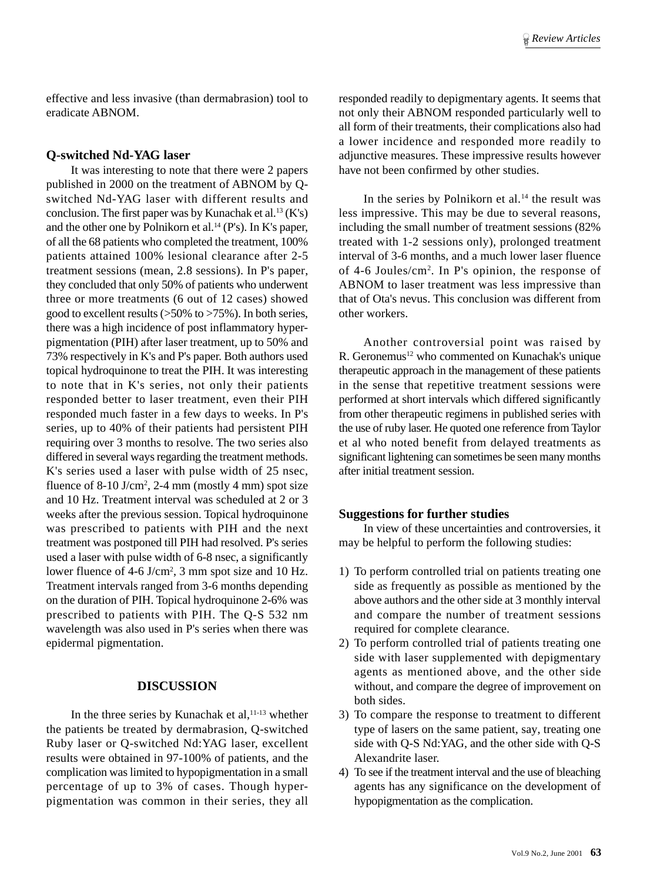effective and less invasive (than dermabrasion) tool to eradicate ABNOM.

### Q-switched Nd-YAG laser

It was interesting to note that there were 2 papers published in 2000 on the treatment of ABNOM by Q-switched Nd-YAG laser with different results and conclusion. The first paper was by Kunachak et al.[13] (K's) and the other one by Polnikorn et al.[14] (P's). In K's paper, of all the 68 patients who completed the treatment, 100% patients attained 100% lesional clearance after 2-5 treatment sessions (mean, 2.8 sessions). In P's paper, they concluded that only 50% of patients who underwent three or more treatments (6 out of 12 cases) showed good to excellent results (>50% to >75%). In both series, there was a high incidence of post inflammatory hyperpigmentation (PIH) after laser treatment, up to 50% and 73% respectively in K's and P's paper. Both authors used topical hydroquinone to treat the PIH. It was interesting to note that in K's series, not only their patients responded better to laser treatment, even their PIH responded much faster in a few days to weeks. In P's series, up to 40% of their patients had persistent PIH requiring over 3 months to resolve. The two series also differed in several ways regarding the treatment methods. K's series used a laser with pulse width of 25 nsec, fluence of 8-10 J/cm$^2$, 2-4 mm (mostly 4 mm) spot size and 10 Hz. Treatment interval was scheduled at 2 or 3 weeks after the previous session. Topical hydroquinone was prescribed to patients with PIH and the next treatment was postponed till PIH had resolved. P's series used a laser with pulse width of 6-8 nsec, a significantly lower fluence of 4-6 J/cm$^2$, 3 mm spot size and 10 Hz. Treatment intervals ranged from 3-6 months depending on the duration of PIH. Topical hydroquinone 2-6% was prescribed to patients with PIH. The Q-S 532 nm wavelength was also used in P's series when there was epidermal pigmentation.

## DISCUSSION

In the three series by Kunachak et al,[11-13] whether the patients be treated by dermabrasion, Q-switched Ruby laser or Q-switched Nd:YAG laser, excellent results were obtained in 97-100% of patients, and the complication was limited to hypopigmentation in a small percentage of up to 3% of cases. Though hyperpigmentation was common in their series, they all responded readily to depigmentary agents. It seems that not only their ABNOM responded particularly well to all form of their treatments, their complications also had a lower incidence and responded more readily to adjunctive measures. These impressive results however have not been confirmed by other studies.

In the series by Polnikorn et al.[14] the result was less impressive. This may be due to several reasons, including the small number of treatment sessions (82% treated with 1-2 sessions only), prolonged treatment interval of 3-6 months, and a much lower laser fluence of 4-6 Joules/cm$^2$. In P's opinion, the response of ABNOM to laser treatment was less impressive than that of Ota's nevus. This conclusion was different from other workers.

Another controversial point was raised by R. Geronemus[12] who commented on Kunachak's unique therapeutic approach in the management of these patients in the sense that repetitive treatment sessions were performed at short intervals which differed significantly from other therapeutic regimens in published series with the use of ruby laser. He quoted one reference from Taylor et al who noted benefit from delayed treatments as significant lightening can sometimes be seen many months after initial treatment session.

### Suggestions for further studies

In view of these uncertainties and controversies, it may be helpful to perform the following studies:

1) To perform controlled trial on patients treating one side as frequently as possible as mentioned by the above authors and the other side at 3 monthly interval and compare the number of treatment sessions required for complete clearance.
2) To perform controlled trial of patients treating one side with laser supplemented with depigmentary agents as mentioned above, and the other side without, and compare the degree of improvement on both sides.
3) To compare the response to treatment to different type of lasers on the same patient, say, treating one side with Q-S Nd:YAG, and the other side with Q-S Alexandrite laser.
4) To see if the treatment interval and the use of bleaching agents has any significance on the development of hypopigmentation as the complication.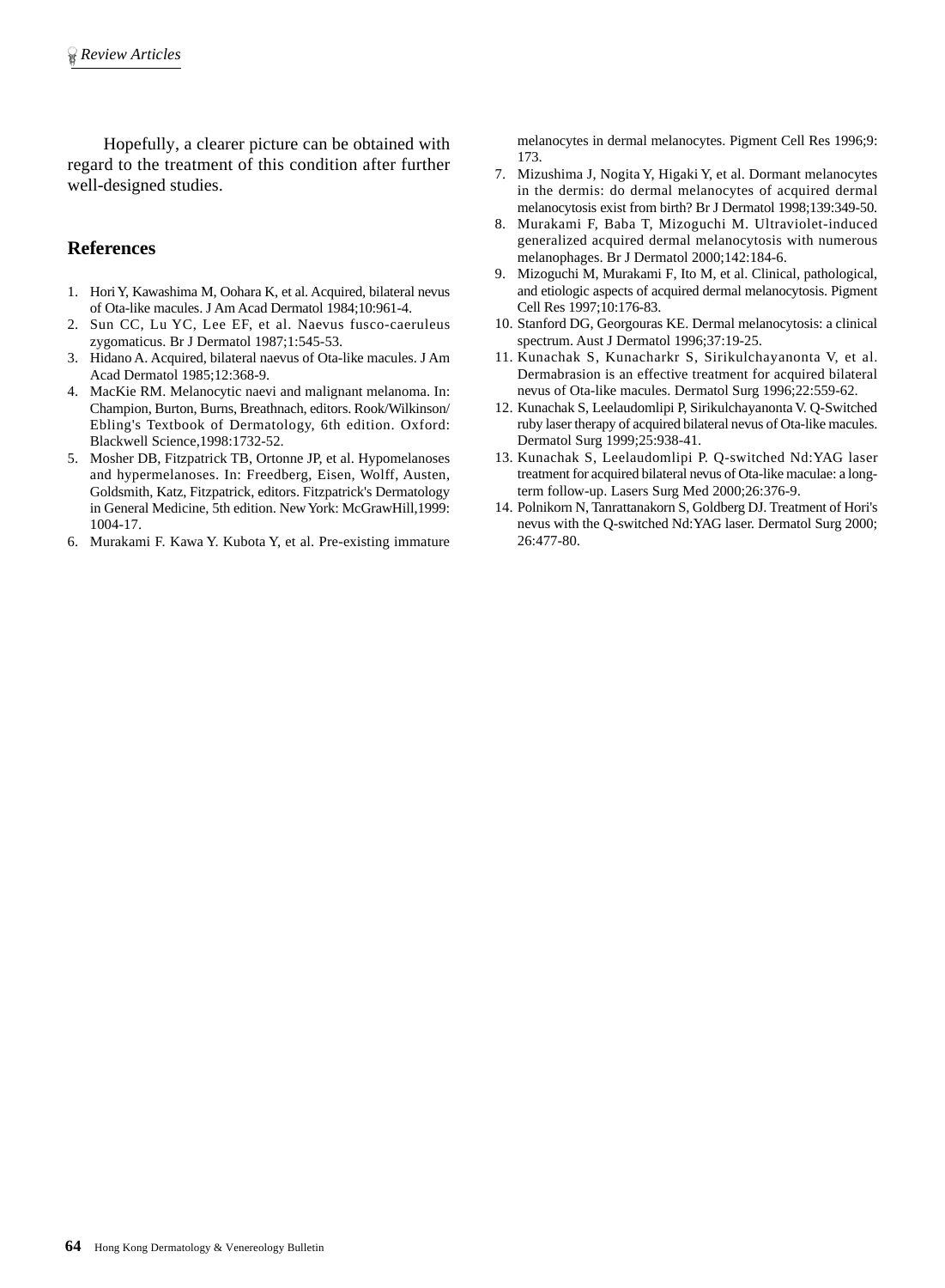Hopefully, a clearer picture can be obtained with regard to the treatment of this condition after further well-designed studies.

## References

1. Hori Y, Kawashima M, Oohara K, et al. Acquired, bilateral nevus of Ota-like macules. J Am Acad Dermatol 1984;10:961-4.
2. Sun CC, Lu YC, Lee EF, et al. Naevus fusco-caeruleus zygomaticus. Br J Dermatol 1987;1:545-53.
3. Hidano A. Acquired, bilateral naevus of Ota-like macules. J Am Acad Dermatol 1985;12:368-9.
4. MacKie RM. Melanocytic naevi and malignant melanoma. In: Champion, Burton, Burns, Breathnach, editors. Rook/Wilkinson/Ebling's Textbook of Dermatology, 6th edition. Oxford: Blackwell Science,1998:1732-52.
5. Mosher DB, Fitzpatrick TB, Ortonne JP, et al. Hypomelanoses and hypermelanoses. In: Freedberg, Eisen, Wolff, Austen, Goldsmith, Katz, Fitzpatrick, editors. Fitzpatrick's Dermatology in General Medicine, 5th edition. New York: McGrawHill,1999: 1004-17.
6. Murakami F. Kawa Y. Kubota Y, et al. Pre-existing immature melanocytes in dermal melanocytes. Pigment Cell Res 1996;9: 173.
7. Mizushima J, Nogita Y, Higaki Y, et al. Dormant melanocytes in the dermis: do dermal melanocytes of acquired dermal melanocytosis exist from birth? Br J Dermatol 1998;139:349-50.
8. Murakami F, Baba T, Mizoguchi M. Ultraviolet-induced generalized acquired dermal melanocytosis with numerous melanophages. Br J Dermatol 2000;142:184-6.
9. Mizoguchi M, Murakami F, Ito M, et al. Clinical, pathological, and etiologic aspects of acquired dermal melanocytosis. Pigment Cell Res 1997;10:176-83.
10. Stanford DG, Georgouras KE. Dermal melanocytosis: a clinical spectrum. Aust J Dermatol 1996;37:19-25.
11. Kunachak S, Kunacharkr S, Sirikulchayanonta V, et al. Dermabrasion is an effective treatment for acquired bilateral nevus of Ota-like macules. Dermatol Surg 1996;22:559-62.
12. Kunachak S, Leelaudomlipi P, Sirikulchayanonta V. Q-Switched ruby laser therapy of acquired bilateral nevus of Ota-like macules. Dermatol Surg 1999;25:938-41.
13. Kunachak S, Leelaudomlipi P. Q-switched Nd:YAG laser treatment for acquired bilateral nevus of Ota-like maculae: a long-term follow-up. Lasers Surg Med 2000;26:376-9.
14. Polnikorn N, Tanrattanakorn S, Goldberg DJ. Treatment of Hori's nevus with the Q-switched Nd:YAG laser. Dermatol Surg 2000; 26:477-80.